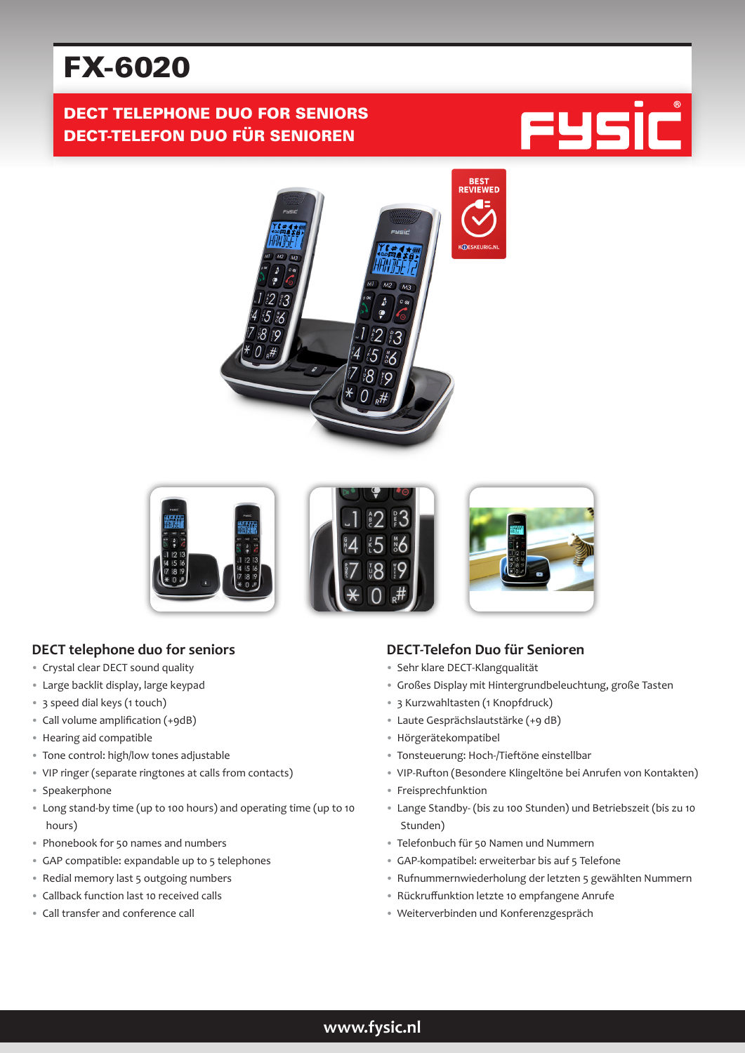# FX-6020

**DECT TELEPHONE DUO FOR SENIORS**
**DECT-TELEFON DUO FÜR SENIOREN**

## DECT telephone duo for seniors

- Crystal clear DECT sound quality
- Large backlit display, large keypad
- 3 speed dial keys (1 touch)
- Call volume amplification (+9dB)
- Hearing aid compatible
- Tone control: high/low tones adjustable
- VIP ringer (separate ringtones at calls from contacts)
- Speakerphone
- Long stand-by time (up to 100 hours) and operating time (up to 10 hours)
- Phonebook for 50 names and numbers
- GAP compatible: expandable up to 5 telephones
- Redial memory last 5 outgoing numbers
- Callback function last 10 received calls
- Call transfer and conference call

## DECT-Telefon Duo für Senioren

- Sehr klare DECT-Klangqualität
- Großes Display mit Hintergrundbeleuchtung, große Tasten
- 3 Kurzwahltasten (1 Knopfdruck)
- Laute Gesprächslautstärke (+9 dB)
- Hörgerätekompatibel
- Tonsteuerung: Hoch-/Tieftöne einstellbar
- VIP-Rufton (Besondere Klingeltöne bei Anrufen von Kontakten)
- Freisprechfunktion
- Lange Standby- (bis zu 100 Stunden) und Betriebszeit (bis zu 10 Stunden)
- Telefonbuch für 50 Namen und Nummern
- GAP-kompatibel: erweiterbar bis auf 5 Telefone
- Rufnummernwiederholung der letzten 5 gewählten Nummern
- Rückruffunktion letzte 10 empfangene Anrufe
- Weiterverbinden und Konferenzgespräch

www.fysic.nl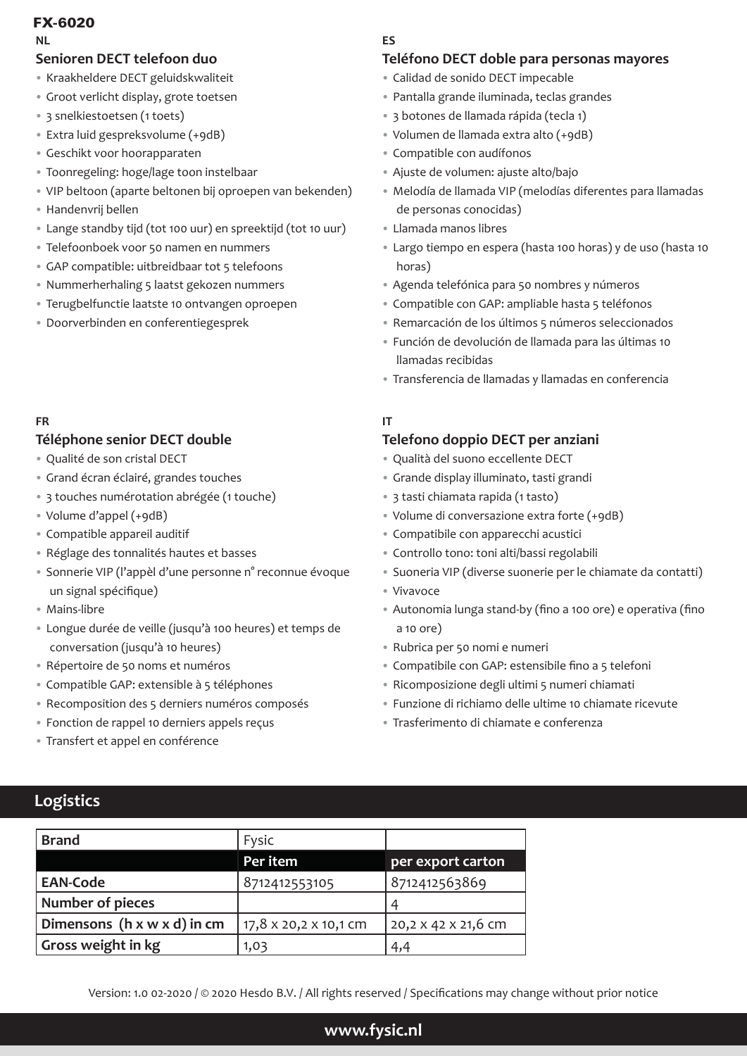FX-6020

## NL

### Senioren DECT telefoon duo

- Kraakheldere DECT geluidskwaliteit
- Groot verlicht display, grote toetsen
- 3 snelkiestoetsen (1 toets)
- Extra luid gespreksvolume (+9dB)
- Geschikt voor hoorapparaten
- Toonregeling: hoge/lage toon instelbaar
- VIP beltoon (aparte beltonen bij oproepen van bekenden)
- Handenvrij bellen
- Lange standby tijd (tot 100 uur) en spreektijd (tot 10 uur)
- Telefoonboek voor 50 namen en nummers
- GAP compatible: uitbreidbaar tot 5 telefoons
- Nummerherhaling 5 laatst gekozen nummers
- Terugbelfunctie laatste 10 ontvangen oproepen
- Doorverbinden en conferentiegesprek

## ES

### Teléfono DECT doble para personas mayores

- Calidad de sonido DECT impecable
- Pantalla grande iluminada, teclas grandes
- 3 botones de llamada rápida (tecla 1)
- Volumen de llamada extra alto (+9dB)
- Compatible con audífonos
- Ajuste de volumen: ajuste alto/bajo
- Melodía de llamada VIP (melodías diferentes para llamadas de personas conocidas)
- Llamada manos libres
- Largo tiempo en espera (hasta 100 horas) y de uso (hasta 10 horas)
- Agenda telefónica para 50 nombres y números
- Compatible con GAP: ampliable hasta 5 teléfonos
- Remarcación de los últimos 5 números seleccionados
- Función de devolución de llamada para las últimas 10 llamadas recibidas
- Transferencia de llamadas y llamadas en conferencia

## FR

### Téléphone senior DECT double

- Qualité de son cristal DECT
- Grand écran éclairé, grandes touches
- 3 touches numérotation abrégée (1 touche)
- Volume d'appel (+9dB)
- Compatible appareil auditif
- Réglage des tonnalités hautes et basses
- Sonnerie VIP (l'appèl d'une personne n° reconnue évoque un signal spécifique)
- Mains-libre
- Longue durée de veille (jusqu'à 100 heures) et temps de conversation (jusqu'à 10 heures)
- Répertoire de 50 noms et numéros
- Compatible GAP: extensible à 5 téléphones
- Recomposition des 5 derniers numéros composés
- Fonction de rappel 10 derniers appels reçus
- Transfert et appel en conférence

## IT

### Telefono doppio DECT per anziani

- Qualità del suono eccellente DECT
- Grande display illuminato, tasti grandi
- 3 tasti chiamata rapida (1 tasto)
- Volume di conversazione extra forte (+9dB)
- Compatibile con apparecchi acustici
- Controllo tono: toni alti/bassi regolabili
- Suoneria VIP (diverse suonerie per le chiamate da contatti)
- Vivavoce
- Autonomia lunga stand-by (fino a 100 ore) e operativa (fino a 10 ore)
- Rubrica per 50 nomi e numeri
- Compatibile con GAP: estensibile fino a 5 telefoni
- Ricomposizione degli ultimi 5 numeri chiamati
- Funzione di richiamo delle ultime 10 chiamate ricevute
- Trasferimento di chiamate e conferenza

## Logistics

| Brand | Fysic | |
|---|---|---|
| | **Per item** | **per export carton** |
| **EAN-Code** | 8712412553105 | 8712412563869 |
| **Number of pieces** | | 4 |
| **Dimensons (h x w x d) in cm** | 17,8 x 20,2 x 10,1 cm | 20,2 x 42 x 21,6 cm |
| **Gross weight in kg** | 1,03 | 4,4 |

Version: 1.0 02-2020 / © 2020 Hesdo B.V. / All rights reserved / Specifications may change without prior notice

www.fysic.nl